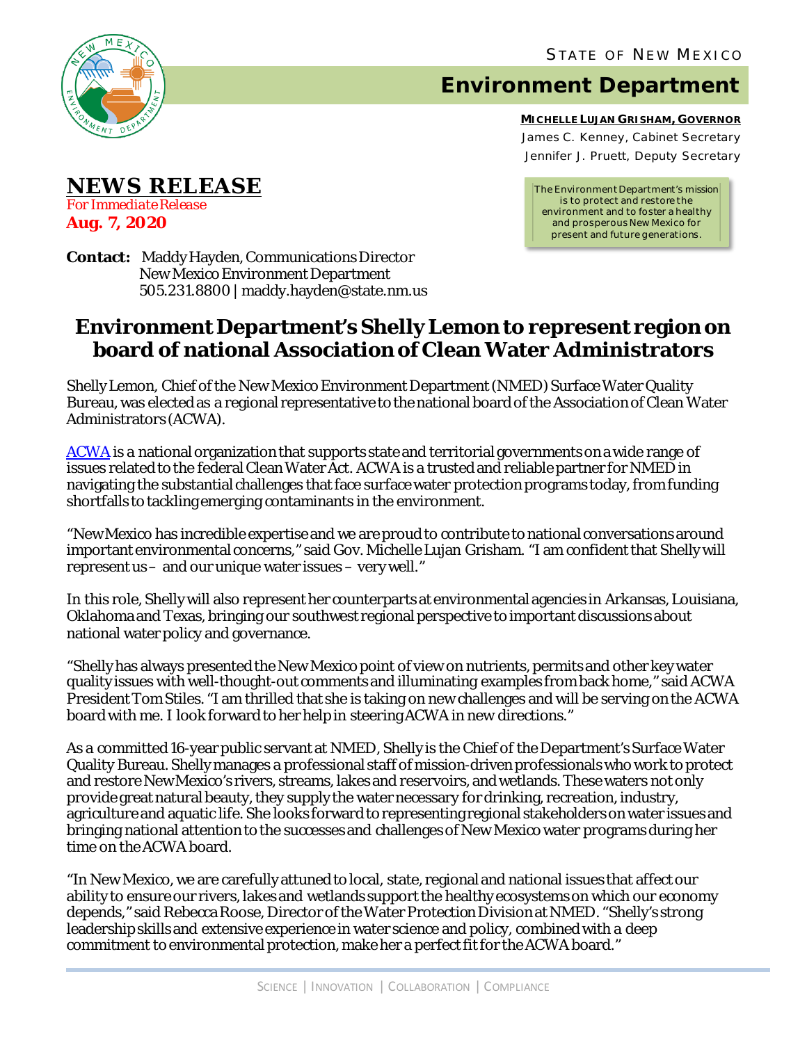STATE OF NEW MEXICO

# Environment Department

**MICHELLE LUJAN GRISHAM, GOVERNOR**

James C. Kenney, Cabinet Secretary

Jennifer J. Pruett, Deputy Secretary

The Environment Department's mission is to protect and restore the environment and to foster a healthy and prosperous New Mexico for present and future generations.

## NEWS RELEASE

*For Immediate Release*

**Aug. 7, 2020**

**Contact:** Maddy Hayden, Communications Director
New Mexico Environment Department
505.231.8800 | maddy.hayden@state.nm.us

# Environment Department's Shelly Lemon to represent region on board of national Association of Clean Water Administrators

Shelly Lemon, Chief of the New Mexico Environment Department (NMED) Surface Water Quality Bureau, was elected as a regional representative to the national board of the Association of Clean Water Administrators (ACWA).

ACWA is a national organization that supports state and territorial governments on a wide range of issues related to the federal Clean Water Act. ACWA is a trusted and reliable partner for NMED in navigating the substantial challenges that face surface water protection programs today, from funding shortfalls to tackling emerging contaminants in the environment.

"New Mexico has incredible expertise and we are proud to contribute to national conversations around important environmental concerns," said Gov. Michelle Lujan Grisham. "I am confident that Shelly will represent us – and our unique water issues – very well."

In this role, Shelly will also represent her counterparts at environmental agencies in Arkansas, Louisiana, Oklahoma and Texas, bringing our southwest regional perspective to important discussions about national water policy and governance.

"Shelly has always presented the New Mexico point of view on nutrients, permits and other key water quality issues with well-thought-out comments and illuminating examples from back home," said ACWA President Tom Stiles. "I am thrilled that she is taking on new challenges and will be serving on the ACWA board with me. I look forward to her help in steering ACWA in new directions."

As a committed 16-year public servant at NMED, Shelly is the Chief of the Department's Surface Water Quality Bureau. Shelly manages a professional staff of mission-driven professionals who work to protect and restore New Mexico's rivers, streams, lakes and reservoirs, and wetlands. These waters not only provide great natural beauty, they supply the water necessary for drinking, recreation, industry, agriculture and aquatic life. She looks forward to representing regional stakeholders on water issues and bringing national attention to the successes and challenges of New Mexico water programs during her time on the ACWA board.

"In New Mexico, we are carefully attuned to local, state, regional and national issues that affect our ability to ensure our rivers, lakes and wetlands support the healthy ecosystems on which our economy depends," said Rebecca Roose, Director of the Water Protection Division at NMED. "Shelly's strong leadership skills and extensive experience in water science and policy, combined with a deep commitment to environmental protection, make her a perfect fit for the ACWA board."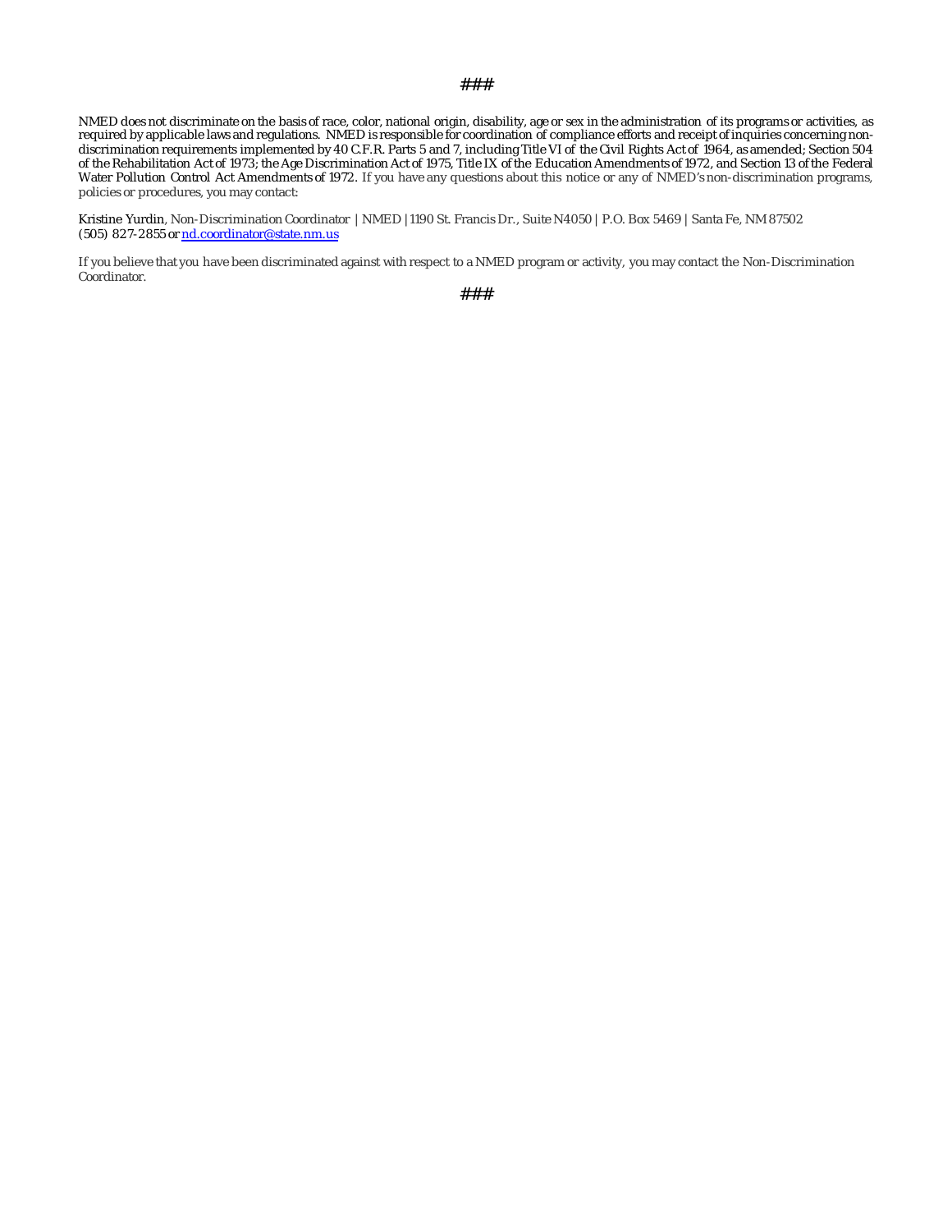###

NMED does not discriminate on the basis of race, color, national origin, disability, age or sex in the administration of its programs or activities, as required by applicable laws and regulations. NMED is responsible for coordination of compliance efforts and receipt of inquiries concerning non-discrimination requirements implemented by 40 C.F.R. Parts 5 and 7, including Title VI of the Civil Rights Act of 1964, as amended; Section 504 of the Rehabilitation Act of 1973; the Age Discrimination Act of 1975, Title IX of the Education Amendments of 1972, and Section 13 of the Federal Water Pollution Control Act Amendments of 1972. If you have any questions about this notice or any of NMED's non-discrimination programs, policies or procedures, you may contact:

Kristine Yurdin, Non-Discrimination Coordinator | NMED | 1190 St. Francis Dr., Suite N4050 | P.O. Box 5469 | Santa Fe, NM 87502
(505) 827-2855 or nd.coordinator@state.nm.us

If you believe that you have been discriminated against with respect to a NMED program or activity, you may contact the Non-Discrimination Coordinator.

###